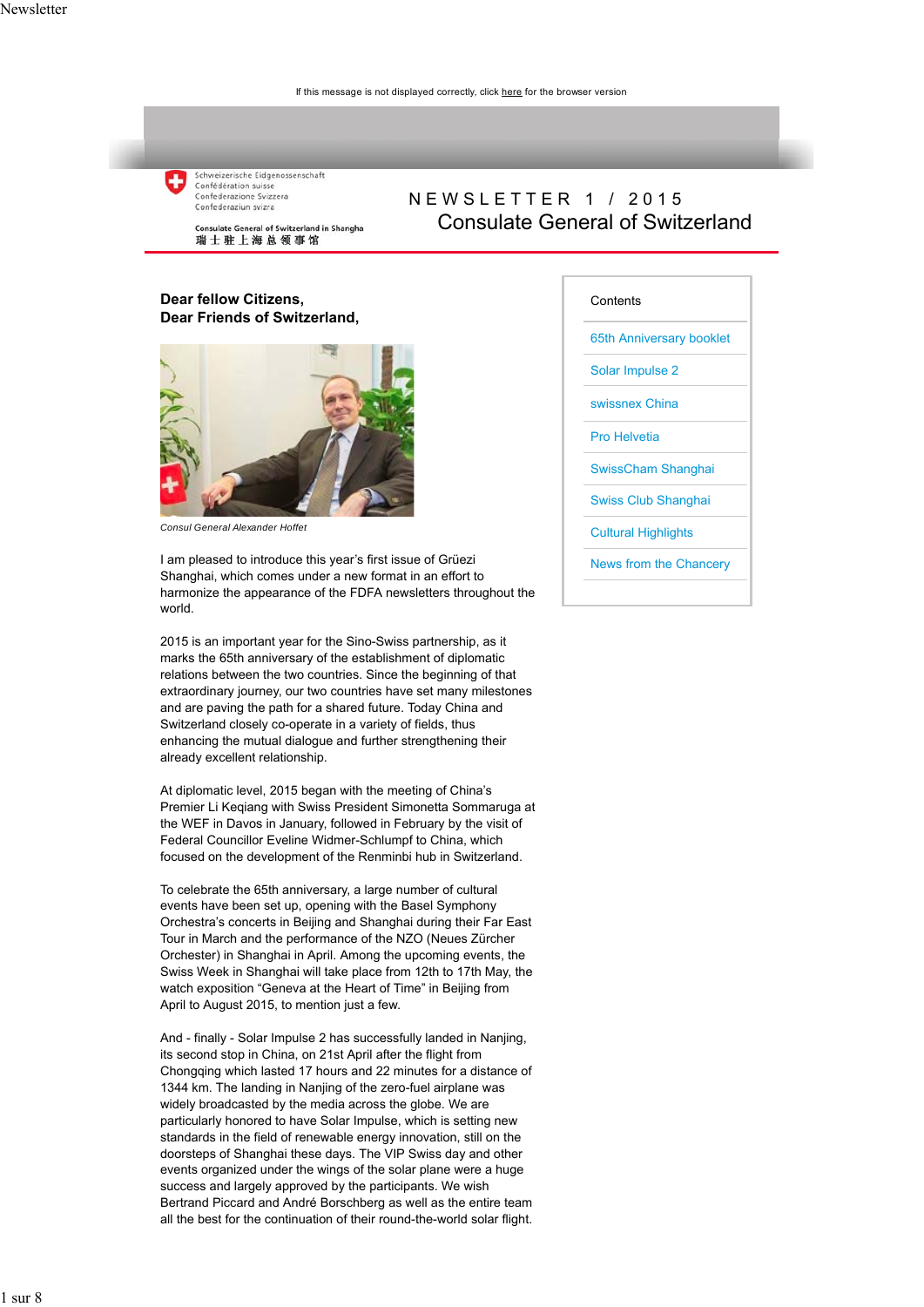If this message is not displayed correctly, click here for the browser version

Schweizerische Eidgenossenschaft
Confédération suisse
Confederazione Svizzera
Confederaziun svizra

Consulate General of Switzerland in Shangha
瑞士驻上海总领事馆

# NEWSLETTER 1 / 2015
# Consulate General of Switzerland

**Contents**

- 65th Anniversary booklet
- Solar Impulse 2
- swissnex China
- Pro Helvetia
- SwissCham Shanghai
- Swiss Club Shanghai
- Cultural Highlights
- News from the Chancery

**Dear fellow Citizens,**
**Dear Friends of Switzerland,**

*Consul General Alexander Hoffet*

I am pleased to introduce this year's first issue of Grüezi Shanghai, which comes under a new format in an effort to harmonize the appearance of the FDFA newsletters throughout the world.

2015 is an important year for the Sino-Swiss partnership, as it marks the 65th anniversary of the establishment of diplomatic relations between the two countries. Since the beginning of that extraordinary journey, our two countries have set many milestones and are paving the path for a shared future. Today China and Switzerland closely co-operate in a variety of fields, thus enhancing the mutual dialogue and further strengthening their already excellent relationship.

At diplomatic level, 2015 began with the meeting of China's Premier Li Keqiang with Swiss President Simonetta Sommaruga at the WEF in Davos in January, followed in February by the visit of Federal Councillor Eveline Widmer-Schlumpf to China, which focused on the development of the Renminbi hub in Switzerland.

To celebrate the 65th anniversary, a large number of cultural events have been set up, opening with the Basel Symphony Orchestra's concerts in Beijing and Shanghai during their Far East Tour in March and the performance of the NZO (Neues Zürcher Orchester) in Shanghai in April. Among the upcoming events, the Swiss Week in Shanghai will take place from 12th to 17th May, the watch exposition "Geneva at the Heart of Time" in Beijing from April to August 2015, to mention just a few.

And - finally - Solar Impulse 2 has successfully landed in Nanjing, its second stop in China, on 21st April after the flight from Chongqing which lasted 17 hours and 22 minutes for a distance of 1344 km. The landing in Nanjing of the zero-fuel airplane was widely broadcasted by the media across the globe. We are particularly honored to have Solar Impulse, which is setting new standards in the field of renewable energy innovation, still on the doorsteps of Shanghai these days. The VIP Swiss day and other events organized under the wings of the solar plane were a huge success and largely approved by the participants. We wish Bertrand Piccard and André Borschberg as well as the entire team all the best for the continuation of their round-the-world solar flight.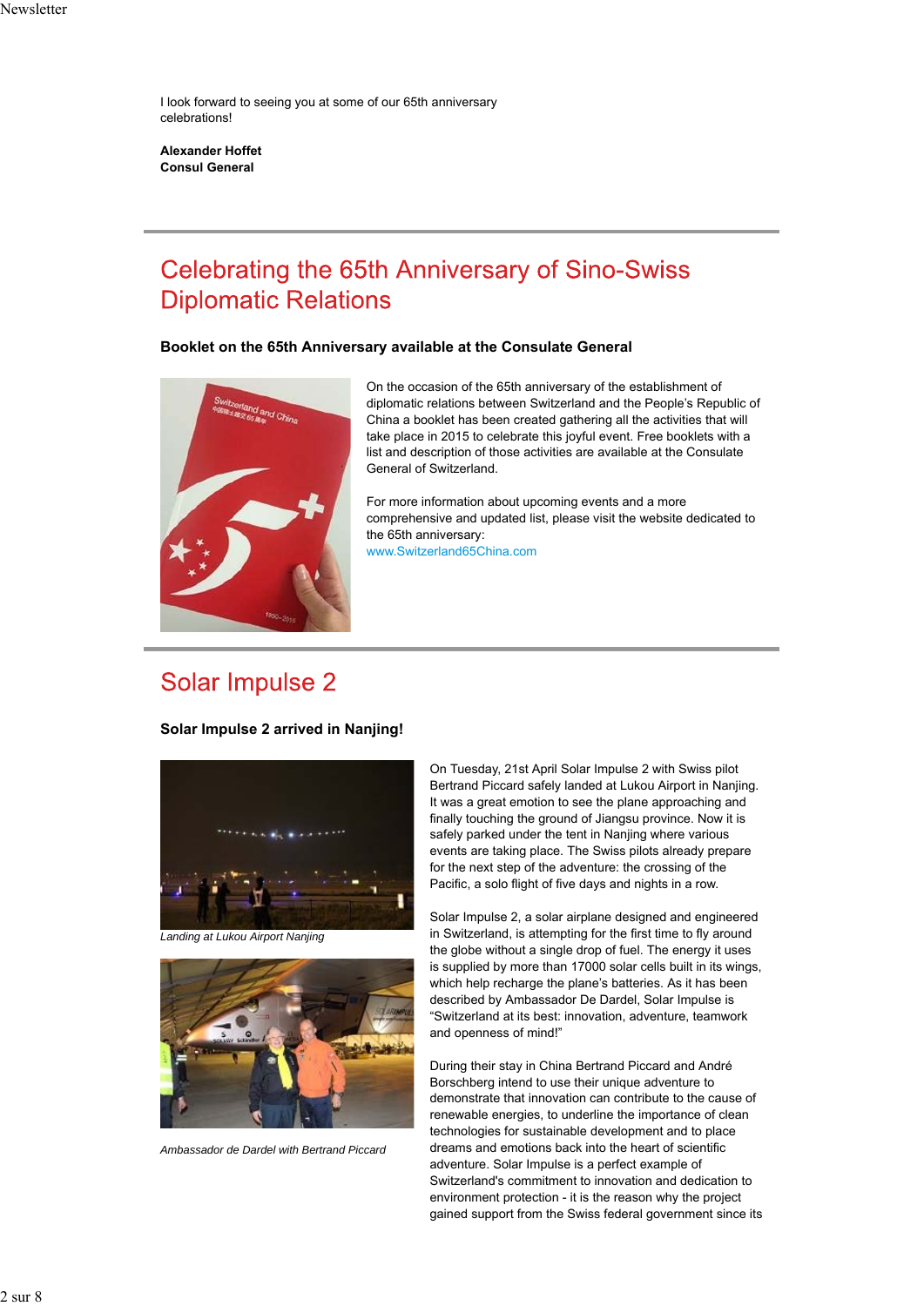I look forward to seeing you at some of our 65th anniversary celebrations!

**Alexander Hoffet**
**Consul General**

# Celebrating the 65th Anniversary of Sino-Swiss Diplomatic Relations

### Booklet on the 65th Anniversary available at the Consulate General

On the occasion of the 65th anniversary of the establishment of diplomatic relations between Switzerland and the People's Republic of China a booklet has been created gathering all the activities that will take place in 2015 to celebrate this joyful event. Free booklets with a list and description of those activities are available at the Consulate General of Switzerland.

For more information about upcoming events and a more comprehensive and updated list, please visit the website dedicated to the 65th anniversary:
www.Switzerland65China.com

# Solar Impulse 2

### Solar Impulse 2 arrived in Nanjing!

*Landing at Lukou Airport Nanjing*

*Ambassador de Dardel with Bertrand Piccard*

On Tuesday, 21st April Solar Impulse 2 with Swiss pilot Bertrand Piccard safely landed at Lukou Airport in Nanjing. It was a great emotion to see the plane approaching and finally touching the ground of Jiangsu province. Now it is safely parked under the tent in Nanjing where various events are taking place. The Swiss pilots already prepare for the next step of the adventure: the crossing of the Pacific, a solo flight of five days and nights in a row.

Solar Impulse 2, a solar airplane designed and engineered in Switzerland, is attempting for the first time to fly around the globe without a single drop of fuel. The energy it uses is supplied by more than 17000 solar cells built in its wings, which help recharge the plane's batteries. As it has been described by Ambassador De Dardel, Solar Impulse is "Switzerland at its best: innovation, adventure, teamwork and openness of mind!"

During their stay in China Bertrand Piccard and André Borschberg intend to use their unique adventure to demonstrate that innovation can contribute to the cause of renewable energies, to underline the importance of clean technologies for sustainable development and to place dreams and emotions back into the heart of scientific adventure. Solar Impulse is a perfect example of Switzerland's commitment to innovation and dedication to environment protection - it is the reason why the project gained support from the Swiss federal government since its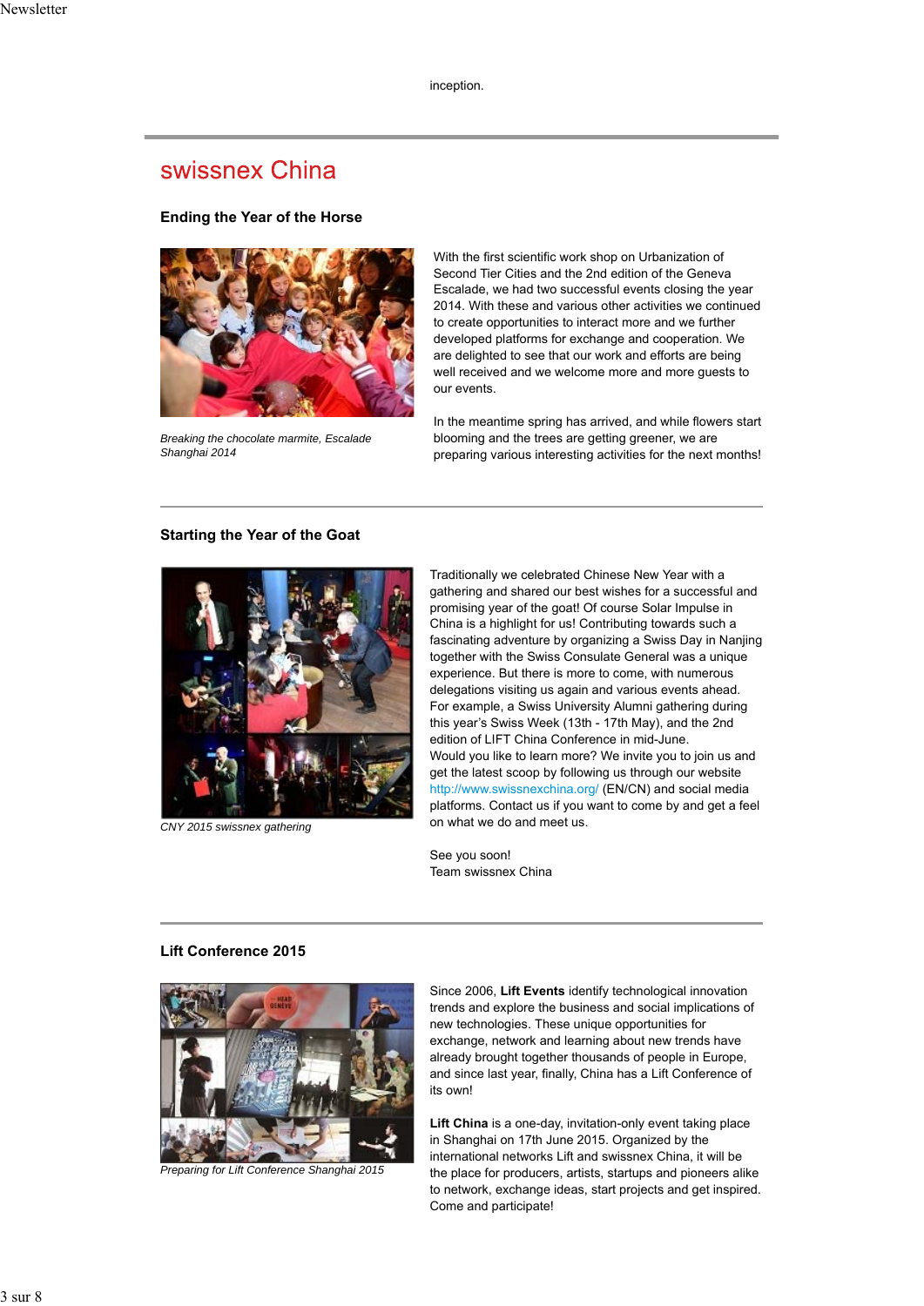inception.

## swissnex China

### Ending the Year of the Horse

*Breaking the chocolate marmite, Escalade Shanghai 2014*

With the first scientific work shop on Urbanization of Second Tier Cities and the 2nd edition of the Geneva Escalade, we had two successful events closing the year 2014. With these and various other activities we continued to create opportunities to interact more and we further developed platforms for exchange and cooperation. We are delighted to see that our work and efforts are being well received and we welcome more and more guests to our events.

In the meantime spring has arrived, and while flowers start blooming and the trees are getting greener, we are preparing various interesting activities for the next months!

### Starting the Year of the Goat

*CNY 2015 swissnex gathering*

Traditionally we celebrated Chinese New Year with a gathering and shared our best wishes for a successful and promising year of the goat! Of course Solar Impulse in China is a highlight for us! Contributing towards such a fascinating adventure by organizing a Swiss Day in Nanjing together with the Swiss Consulate General was a unique experience. But there is more to come, with numerous delegations visiting us again and various events ahead. For example, a Swiss University Alumni gathering during this year's Swiss Week (13th - 17th May), and the 2nd edition of LIFT China Conference in mid-June.
Would you like to learn more? We invite you to join us and get the latest scoop by following us through our website http://www.swissnexchina.org/ (EN/CN) and social media platforms. Contact us if you want to come by and get a feel on what we do and meet us.

See you soon!
Team swissnex China

### Lift Conference 2015

*Preparing for Lift Conference Shanghai 2015*

Since 2006, **Lift Events** identify technological innovation trends and explore the business and social implications of new technologies. These unique opportunities for exchange, network and learning about new trends have already brought together thousands of people in Europe, and since last year, finally, China has a Lift Conference of its own!

**Lift China** is a one-day, invitation-only event taking place in Shanghai on 17th June 2015. Organized by the international networks Lift and swissnex China, it will be the place for producers, artists, startups and pioneers alike to network, exchange ideas, start projects and get inspired. Come and participate!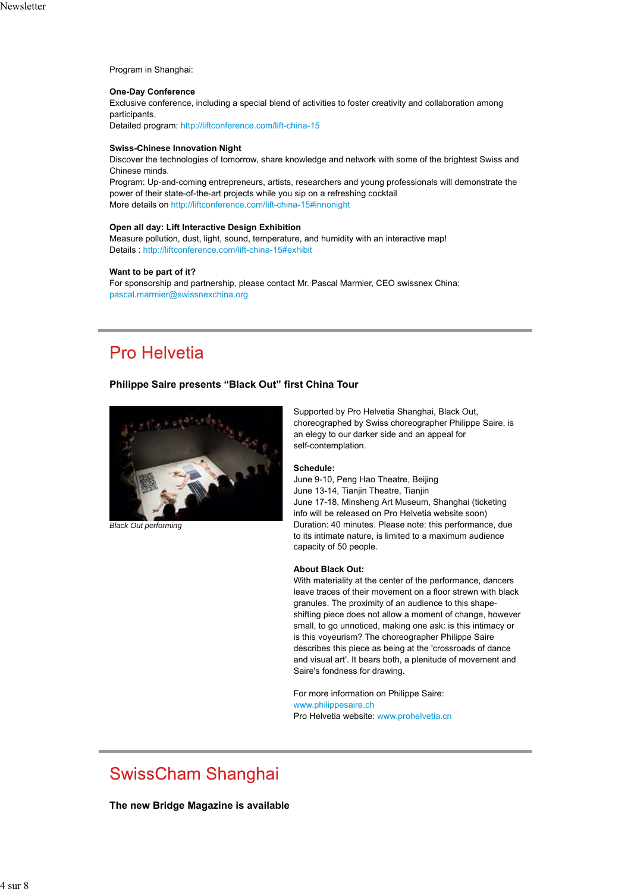Program in Shanghai:

**One-Day Conference**
Exclusive conference, including a special blend of activities to foster creativity and collaboration among participants.
Detailed program: http://liftconference.com/lift-china-15

**Swiss-Chinese Innovation Night**
Discover the technologies of tomorrow, share knowledge and network with some of the brightest Swiss and Chinese minds.
Program: Up-and-coming entrepreneurs, artists, researchers and young professionals will demonstrate the power of their state-of-the-art projects while you sip on a refreshing cocktail
More details on http://liftconference.com/lift-china-15#innonight

**Open all day: Lift Interactive Design Exhibition**
Measure pollution, dust, light, sound, temperature, and humidity with an interactive map!
Details : http://liftconference.com/lift-china-15#exhibit

**Want to be part of it?**
For sponsorship and partnership, please contact Mr. Pascal Marmier, CEO swissnex China:
pascal.marmier@swissnexchina.org

---

## Pro Helvetia

### Philippe Saire presents “Black Out” first China Tour

*Black Out performing*

Supported by Pro Helvetia Shanghai, Black Out, choreographed by Swiss choreographer Philippe Saire, is an elegy to our darker side and an appeal for self-contemplation.

**Schedule:**
June 9-10, Peng Hao Theatre, Beijing
June 13-14, Tianjin Theatre, Tianjin
June 17-18, Minsheng Art Museum, Shanghai (ticketing info will be released on Pro Helvetia website soon)
Duration: 40 minutes. Please note: this performance, due to its intimate nature, is limited to a maximum audience capacity of 50 people.

**About Black Out:**
With materiality at the center of the performance, dancers leave traces of their movement on a floor strewn with black granules. The proximity of an audience to this shape-shifting piece does not allow a moment of change, however small, to go unnoticed, making one ask: is this intimacy or is this voyeurism? The choreographer Philippe Saire describes this piece as being at the 'crossroads of dance and visual art'. It bears both, a plenitude of movement and Saire's fondness for drawing.

For more information on Philippe Saire:
www.philippesaire.ch
Pro Helvetia website: www.prohelvetia.cn

---

## SwissCham Shanghai

### The new Bridge Magazine is available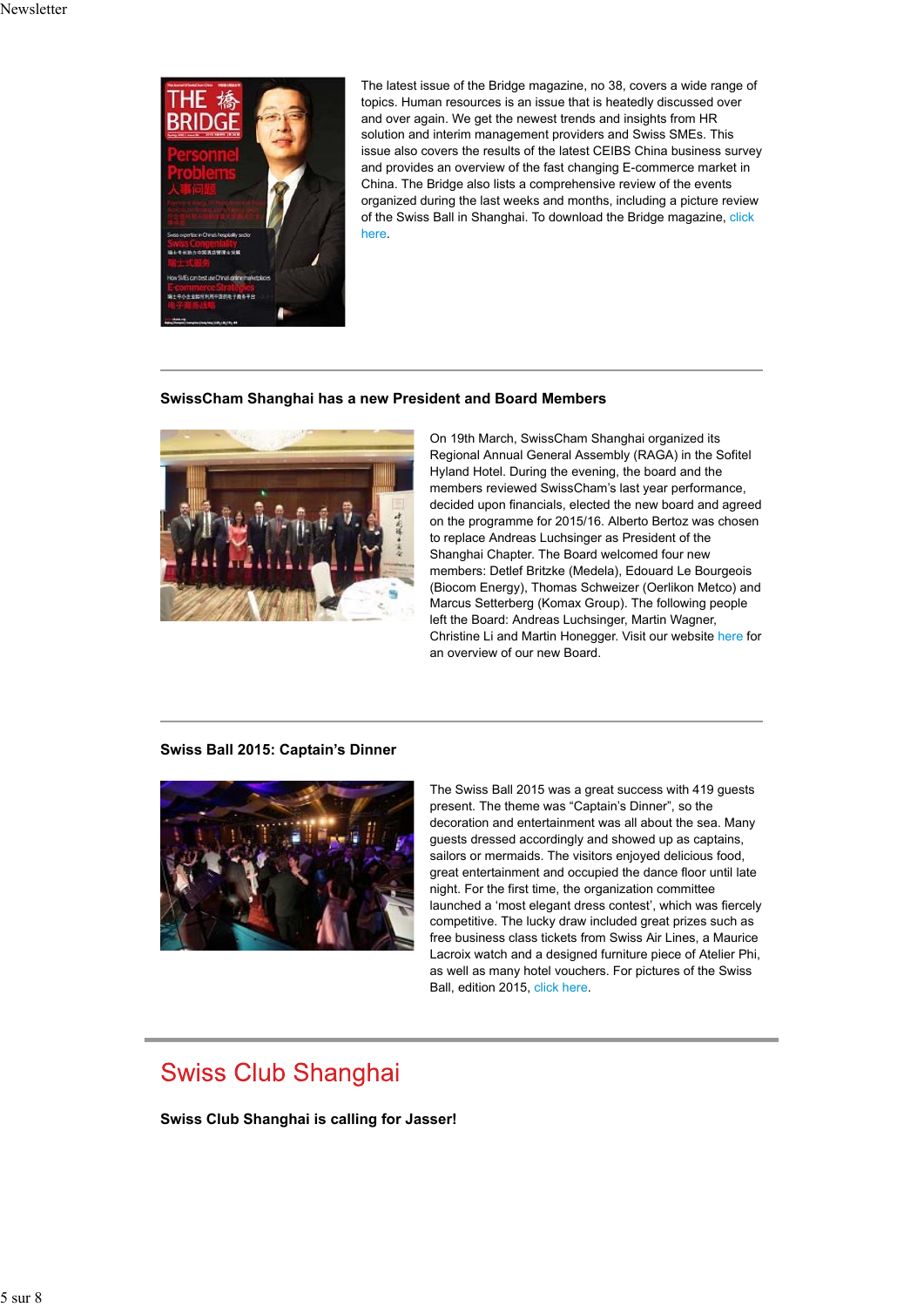The latest issue of the Bridge magazine, no 38, covers a wide range of topics. Human resources is an issue that is heatedly discussed over and over again. We get the newest trends and insights from HR solution and interim management providers and Swiss SMEs. This issue also covers the results of the latest CEIBS China business survey and provides an overview of the fast changing E-commerce market in China. The Bridge also lists a comprehensive review of the events organized during the last weeks and months, including a picture review of the Swiss Ball in Shanghai. To download the Bridge magazine, click here.

---

### SwissCham Shanghai has a new President and Board Members

On 19th March, SwissCham Shanghai organized its Regional Annual General Assembly (RAGA) in the Sofitel Hyland Hotel. During the evening, the board and the members reviewed SwissCham's last year performance, decided upon financials, elected the new board and agreed on the programme for 2015/16. Alberto Bertoz was chosen to replace Andreas Luchsinger as President of the Shanghai Chapter. The Board welcomed four new members: Detlef Britzke (Medela), Edouard Le Bourgeois (Biocom Energy), Thomas Schweizer (Oerlikon Metco) and Marcus Setterberg (Komax Group). The following people left the Board: Andreas Luchsinger, Martin Wagner, Christine Li and Martin Honegger. Visit our website here for an overview of our new Board.

---

### Swiss Ball 2015: Captain's Dinner

The Swiss Ball 2015 was a great success with 419 guests present. The theme was "Captain's Dinner", so the decoration and entertainment was all about the sea. Many guests dressed accordingly and showed up as captains, sailors or mermaids. The visitors enjoyed delicious food, great entertainment and occupied the dance floor until late night. For the first time, the organization committee launched a 'most elegant dress contest', which was fiercely competitive. The lucky draw included great prizes such as free business class tickets from Swiss Air Lines, a Maurice Lacroix watch and a designed furniture piece of Atelier Phi, as well as many hotel vouchers. For pictures of the Swiss Ball, edition 2015, click here.

---

## Swiss Club Shanghai

### Swiss Club Shanghai is calling for Jasser!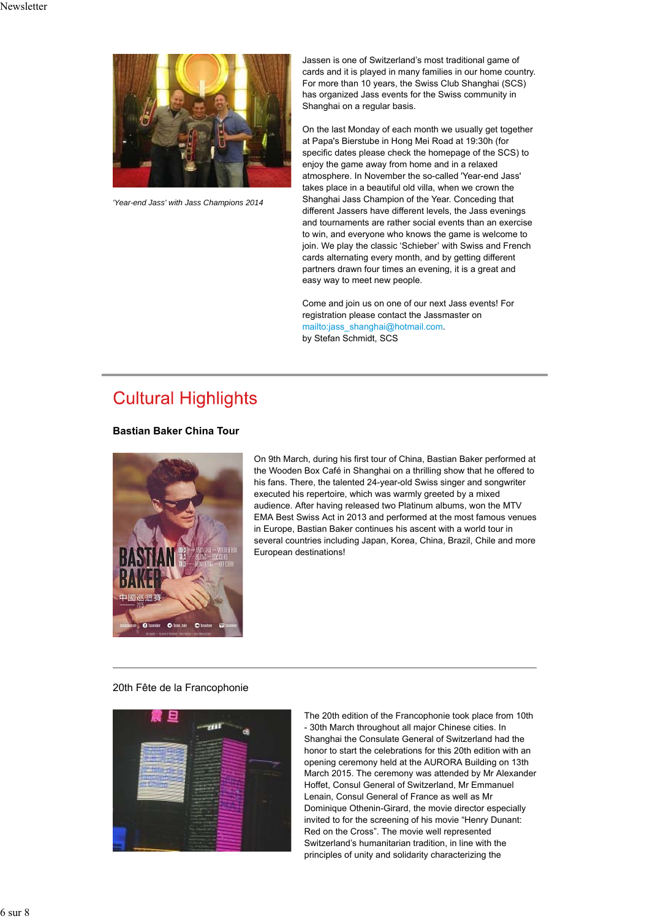*'Year-end Jass' with Jass Champions 2014*

Jassen is one of Switzerland's most traditional game of cards and it is played in many families in our home country. For more than 10 years, the Swiss Club Shanghai (SCS) has organized Jass events for the Swiss community in Shanghai on a regular basis.

On the last Monday of each month we usually get together at Papa's Bierstube in Hong Mei Road at 19:30h (for specific dates please check the homepage of the SCS) to enjoy the game away from home and in a relaxed atmosphere. In November the so-called 'Year-end Jass' takes place in a beautiful old villa, when we crown the Shanghai Jass Champion of the Year. Conceding that different Jassers have different levels, the Jass evenings and tournaments are rather social events than an exercise to win, and everyone who knows the game is welcome to join. We play the classic 'Schieber' with Swiss and French cards alternating every month, and by getting different partners drawn four times an evening, it is a great and easy way to meet new people.

Come and join us on one of our next Jass events! For registration please contact the Jassmaster on mailto:jass_shanghai@hotmail.com.
by Stefan Schmidt, SCS

## Cultural Highlights

### Bastian Baker China Tour

On 9th March, during his first tour of China, Bastian Baker performed at the Wooden Box Café in Shanghai on a thrilling show that he offered to his fans. There, the talented 24-year-old Swiss singer and songwriter executed his repertoire, which was warmly greeted by a mixed audience. After having released two Platinum albums, won the MTV EMA Best Swiss Act in 2013 and performed at the most famous venues in Europe, Bastian Baker continues his ascent with a world tour in several countries including Japan, Korea, China, Brazil, Chile and more European destinations!

### 20th Fête de la Francophonie

The 20th edition of the Francophonie took place from 10th - 30th March throughout all major Chinese cities. In Shanghai the Consulate General of Switzerland had the honor to start the celebrations for this 20th edition with an opening ceremony held at the AURORA Building on 13th March 2015. The ceremony was attended by Mr Alexander Hoffet, Consul General of Switzerland, Mr Emmanuel Lenain, Consul General of France as well as Mr Dominique Othenin-Girard, the movie director especially invited to for the screening of his movie "Henry Dunant: Red on the Cross". The movie well represented Switzerland's humanitarian tradition, in line with the principles of unity and solidarity characterizing the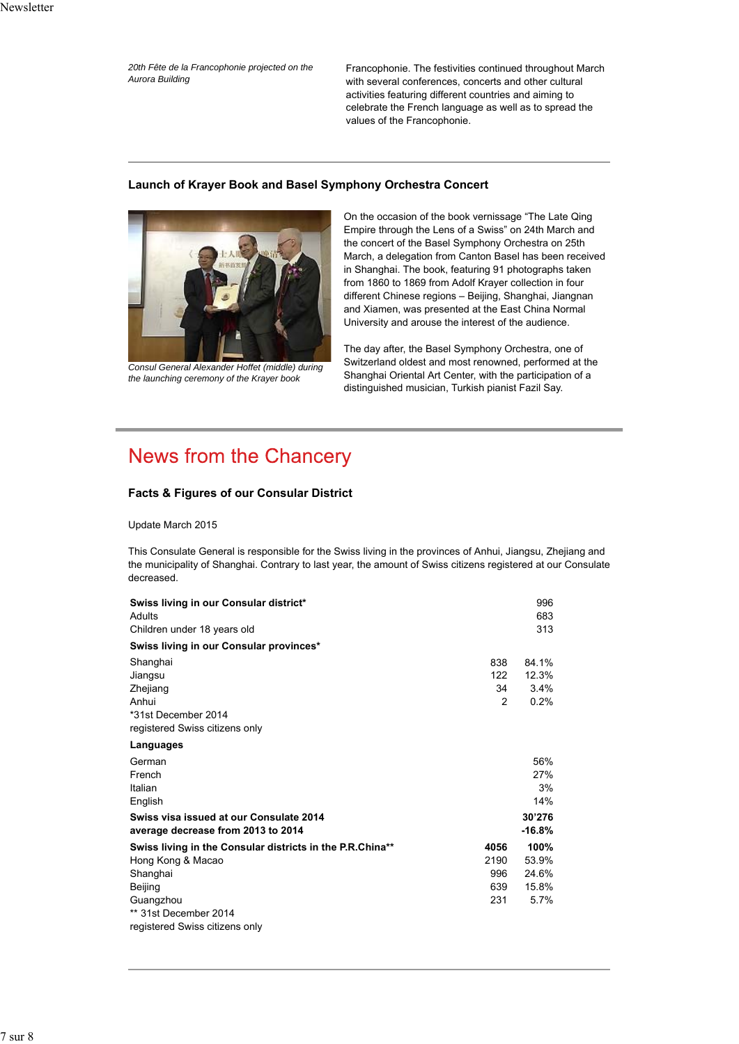*20th Fête de la Francophonie projected on the Aurora Building*

Francophonie. The festivities continued throughout March with several conferences, concerts and other cultural activities featuring different countries and aiming to celebrate the French language as well as to spread the values of the Francophonie.

---

### Launch of Krayer Book and Basel Symphony Orchestra Concert

*Consul General Alexander Hoffet (middle) during the launching ceremony of the Krayer book*

On the occasion of the book vernissage "The Late Qing Empire through the Lens of a Swiss" on 24th March and the concert of the Basel Symphony Orchestra on 25th March, a delegation from Canton Basel has been received in Shanghai. The book, featuring 91 photographs taken from 1860 to 1869 from Adolf Krayer collection in four different Chinese regions – Beijing, Shanghai, Jiangnan and Xiamen, was presented at the East China Normal University and arouse the interest of the audience.

The day after, the Basel Symphony Orchestra, one of Switzerland oldest and most renowned, performed at the Shanghai Oriental Art Center, with the participation of a distinguished musician, Turkish pianist Fazil Say.

---

# News from the Chancery

### Facts & Figures of our Consular District

Update March 2015

This Consulate General is responsible for the Swiss living in the provinces of Anhui, Jiangsu, Zhejiang and the municipality of Shanghai. Contrary to last year, the amount of Swiss citizens registered at our Consulate decreased.

| | | |
|---|---|---|
| **Swiss living in our Consular district*** | | 996 |
| Adults | | 683 |
| Children under 18 years old | | 313 |
| **Swiss living in our Consular provinces*** | | |
| Shanghai | 838 | 84.1% |
| Jiangsu | 122 | 12.3% |
| Zhejiang | 34 | 3.4% |
| Anhui | 2 | 0.2% |
| *31st December 2014 | | |
| registered Swiss citizens only | | |
| **Languages** | | |
| German | | 56% |
| French | | 27% |
| Italian | | 3% |
| English | | 14% |
| **Swiss visa issued at our Consulate 2014** | | **30'276** |
| **average decrease from 2013 to 2014** | | **-16.8%** |
| **Swiss living in the Consular districts in the P.R.China**** | **4056** | **100%** |
| Hong Kong & Macao | 2190 | 53.9% |
| Shanghai | 996 | 24.6% |
| Beijing | 639 | 15.8% |
| Guangzhou | 231 | 5.7% |
| ** 31st December 2014 | | |
| registered Swiss citizens only | | |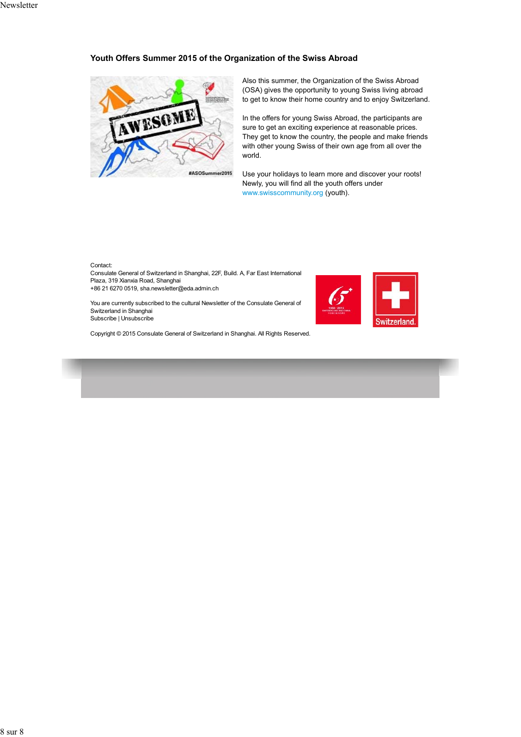### Youth Offers Summer 2015 of the Organization of the Swiss Abroad

Also this summer, the Organization of the Swiss Abroad (OSA) gives the opportunity to young Swiss living abroad to get to know their home country and to enjoy Switzerland.

In the offers for young Swiss Abroad, the participants are sure to get an exciting experience at reasonable prices. They get to know the country, the people and make friends with other young Swiss of their own age from all over the world.

Use your holidays to learn more and discover your roots! Newly, you will find all the youth offers under www.swisscommunity.org (youth).

Contact:
Consulate General of Switzerland in Shanghai, 22F, Build. A, Far East International Plaza, 319 Xianxia Road, Shanghai
+86 21 6270 0519, sha.newsletter@eda.admin.ch

You are currently subscribed to the cultural Newsletter of the Consulate General of Switzerland in Shanghai
Subscribe | Unsubscribe

Copyright © 2015 Consulate General of Switzerland in Shanghai. All Rights Reserved.